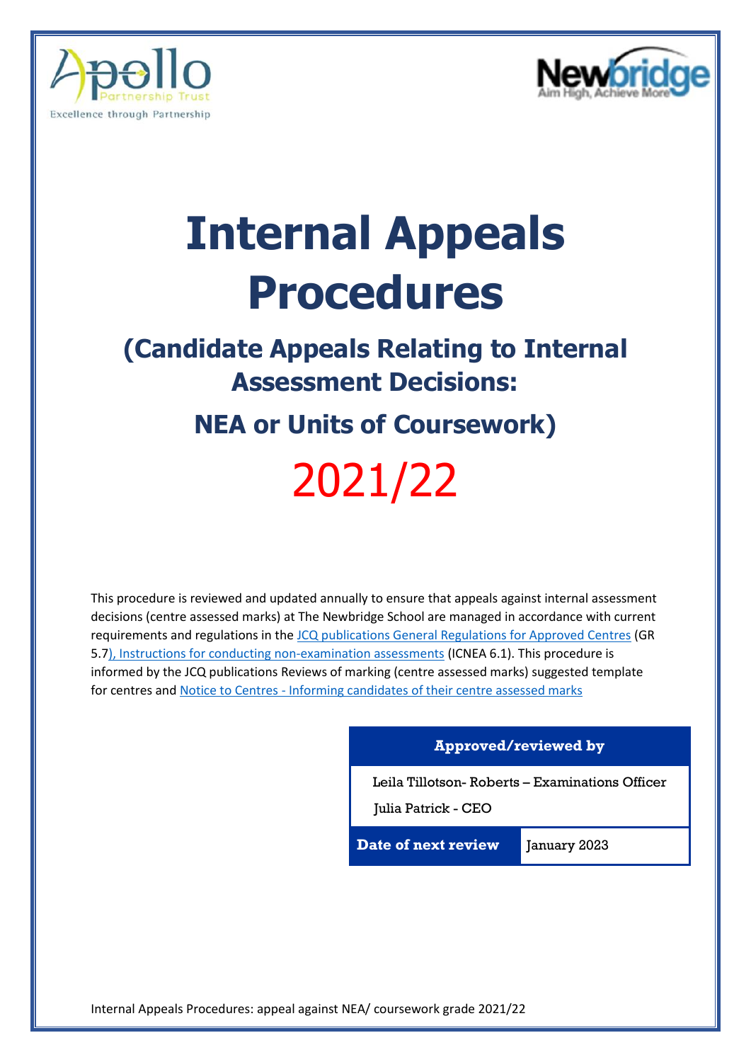# Internal Appeals Procedures

## (Candidate Appeals Relating to Internal Assessment Decisions:

## NEA or Units of Coursework)

# 2021/22

This procedure is reviewed and updated annually to ensure that appeals against internal assessment decisions (centre assessed marks) at The Newbridge School are managed in accordance with current requirements and regulations in the JCQ publications General Regulations for Approved Centres (GR 5.7), Instructions for conducting non-examination assessments (ICNEA 6.1). This procedure is informed by the JCQ publications Reviews of marking (centre assessed marks) suggested template for centres and Notice to Centres - Informing candidates of their centre assessed marks

| Approved/reviewed by | |
|---|---|
| Leila Tillotson- Roberts – Examinations Officer<br>Julia Patrick - CEO | |
| **Date of next review** | January 2023 |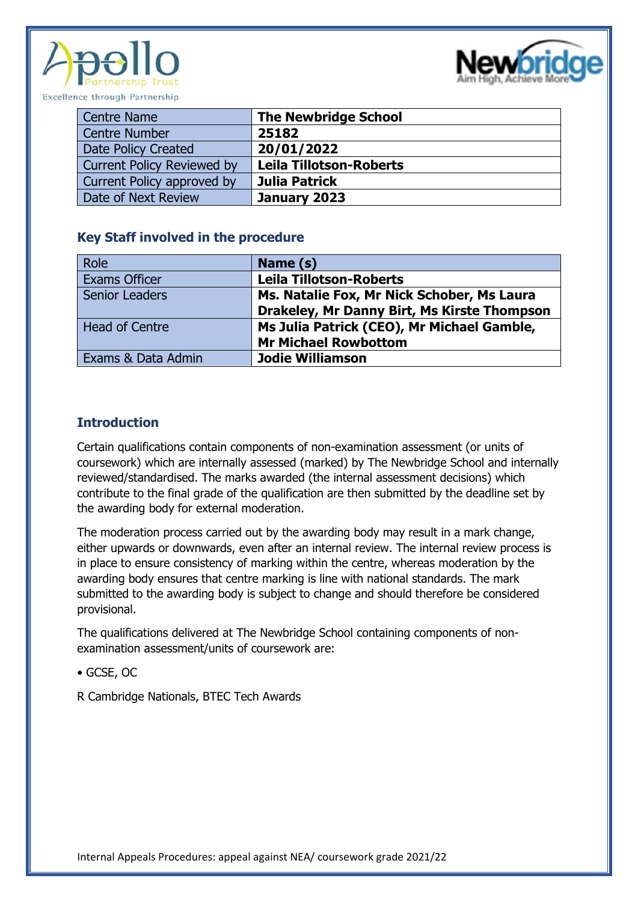| Centre Name | The Newbridge School |
|---|---|
| Centre Number | 25182 |
| Date Policy Created | 20/01/2022 |
| Current Policy Reviewed by | Leila Tillotson-Roberts |
| Current Policy approved by | Julia Patrick |
| Date of Next Review | January 2023 |

### Key Staff involved in the procedure

| Role | Name (s) |
|---|---|
| Exams Officer | Leila Tillotson-Roberts |
| Senior Leaders | Ms. Natalie Fox, Mr Nick Schober, Ms Laura Drakeley, Mr Danny Birt, Ms Kirste Thompson |
| Head of Centre | Ms Julia Patrick (CEO), Mr Michael Gamble, Mr Michael Rowbottom |
| Exams & Data Admin | Jodie Williamson |

### Introduction

Certain qualifications contain components of non-examination assessment (or units of coursework) which are internally assessed (marked) by The Newbridge School and internally reviewed/standardised. The marks awarded (the internal assessment decisions) which contribute to the final grade of the qualification are then submitted by the deadline set by the awarding body for external moderation.

The moderation process carried out by the awarding body may result in a mark change, either upwards or downwards, even after an internal review. The internal review process is in place to ensure consistency of marking within the centre, whereas moderation by the awarding body ensures that centre marking is line with national standards. The mark submitted to the awarding body is subject to change and should therefore be considered provisional.

The qualifications delivered at The Newbridge School containing components of non-examination assessment/units of coursework are:

• GCSE, OC

R Cambridge Nationals, BTEC Tech Awards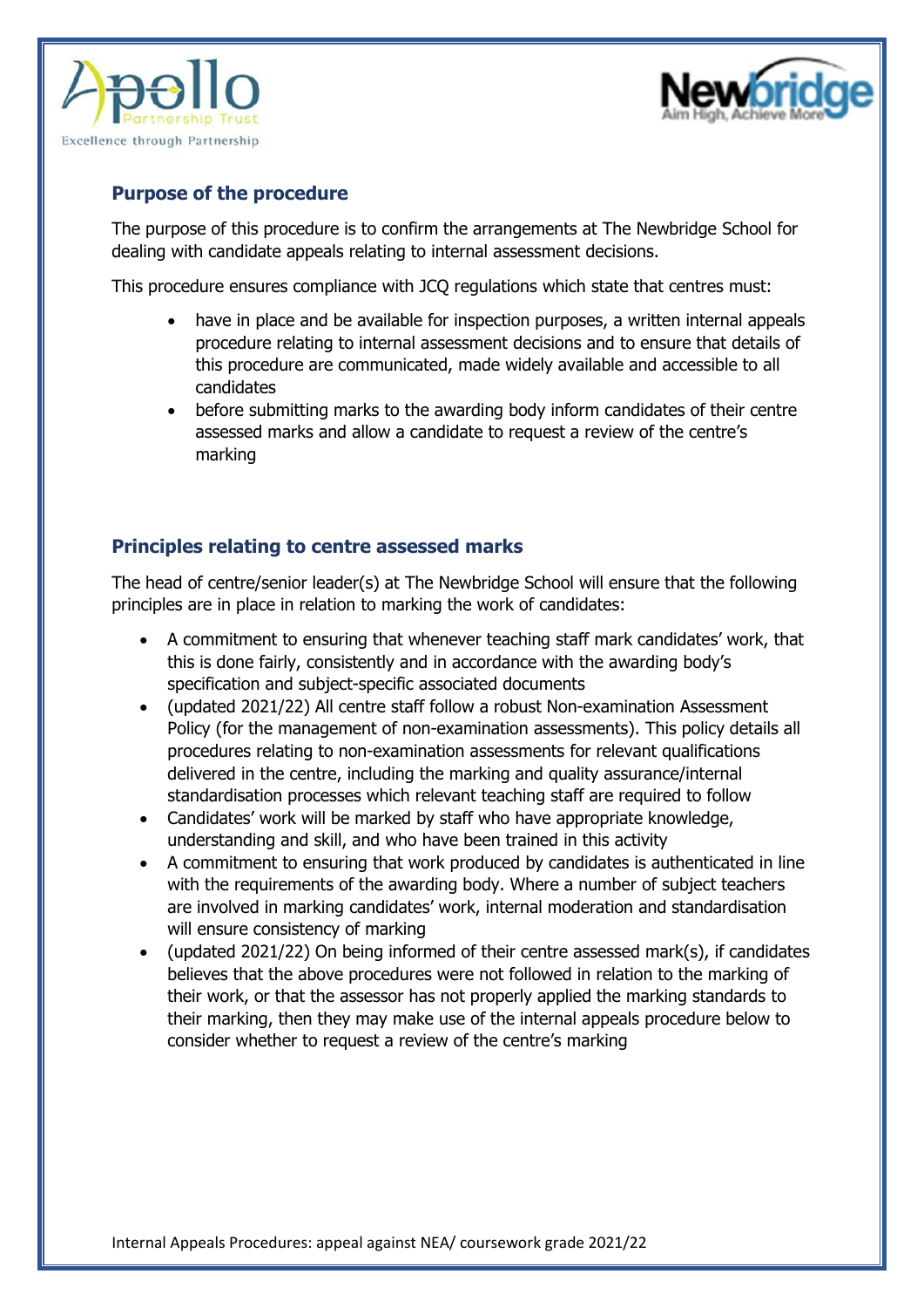## Purpose of the procedure

The purpose of this procedure is to confirm the arrangements at The Newbridge School for dealing with candidate appeals relating to internal assessment decisions.

This procedure ensures compliance with JCQ regulations which state that centres must:

- have in place and be available for inspection purposes, a written internal appeals procedure relating to internal assessment decisions and to ensure that details of this procedure are communicated, made widely available and accessible to all candidates
- before submitting marks to the awarding body inform candidates of their centre assessed marks and allow a candidate to request a review of the centre's marking

## Principles relating to centre assessed marks

The head of centre/senior leader(s) at The Newbridge School will ensure that the following principles are in place in relation to marking the work of candidates:

- A commitment to ensuring that whenever teaching staff mark candidates' work, that this is done fairly, consistently and in accordance with the awarding body's specification and subject-specific associated documents
- (updated 2021/22) All centre staff follow a robust Non-examination Assessment Policy (for the management of non-examination assessments). This policy details all procedures relating to non-examination assessments for relevant qualifications delivered in the centre, including the marking and quality assurance/internal standardisation processes which relevant teaching staff are required to follow
- Candidates' work will be marked by staff who have appropriate knowledge, understanding and skill, and who have been trained in this activity
- A commitment to ensuring that work produced by candidates is authenticated in line with the requirements of the awarding body. Where a number of subject teachers are involved in marking candidates' work, internal moderation and standardisation will ensure consistency of marking
- (updated 2021/22) On being informed of their centre assessed mark(s), if candidates believes that the above procedures were not followed in relation to the marking of their work, or that the assessor has not properly applied the marking standards to their marking, then they may make use of the internal appeals procedure below to consider whether to request a review of the centre's marking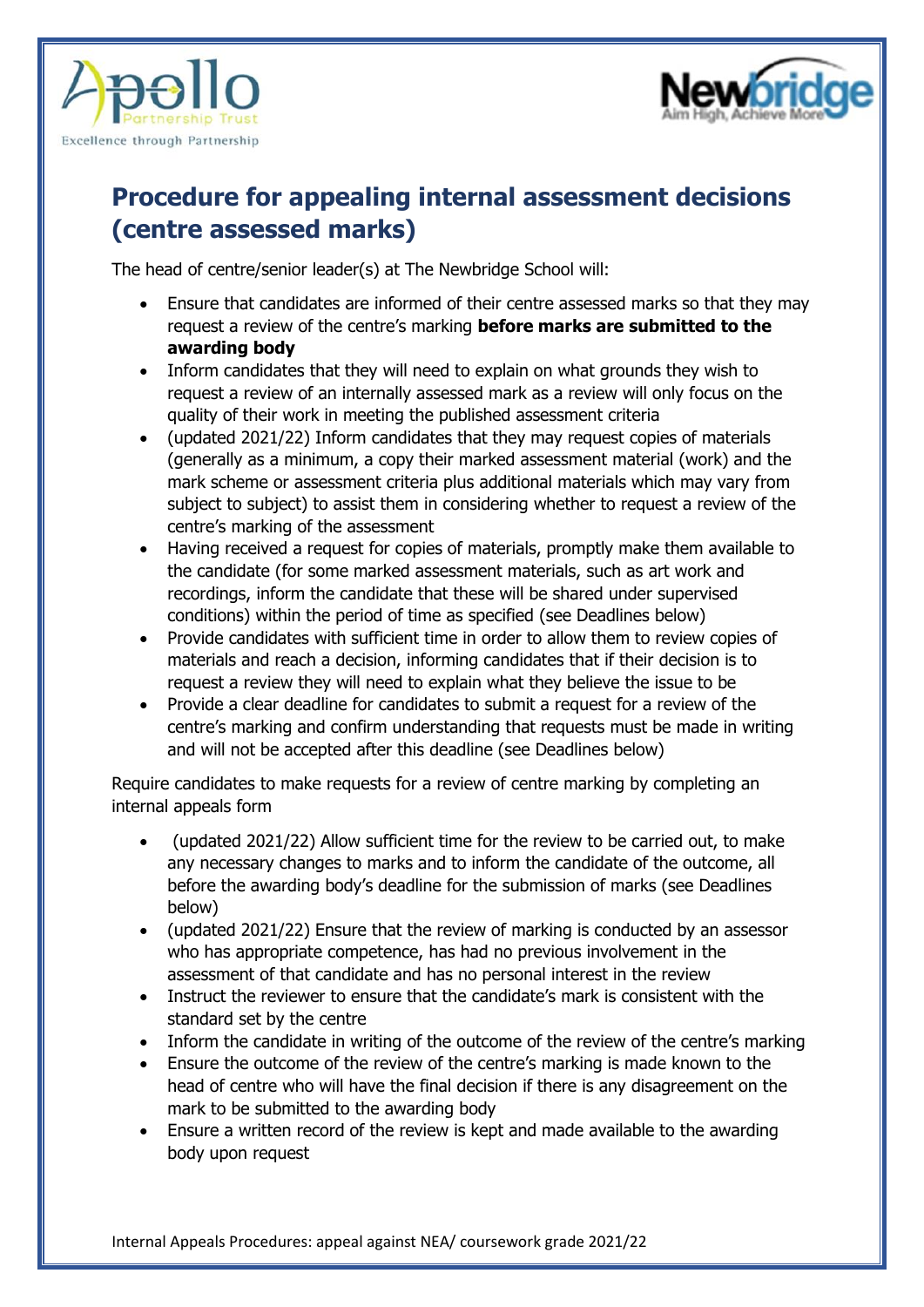# Procedure for appealing internal assessment decisions (centre assessed marks)

The head of centre/senior leader(s) at The Newbridge School will:

- Ensure that candidates are informed of their centre assessed marks so that they may request a review of the centre's marking **before marks are submitted to the awarding body**
- Inform candidates that they will need to explain on what grounds they wish to request a review of an internally assessed mark as a review will only focus on the quality of their work in meeting the published assessment criteria
- (updated 2021/22) Inform candidates that they may request copies of materials (generally as a minimum, a copy their marked assessment material (work) and the mark scheme or assessment criteria plus additional materials which may vary from subject to subject) to assist them in considering whether to request a review of the centre's marking of the assessment
- Having received a request for copies of materials, promptly make them available to the candidate (for some marked assessment materials, such as art work and recordings, inform the candidate that these will be shared under supervised conditions) within the period of time as specified (see Deadlines below)
- Provide candidates with sufficient time in order to allow them to review copies of materials and reach a decision, informing candidates that if their decision is to request a review they will need to explain what they believe the issue to be
- Provide a clear deadline for candidates to submit a request for a review of the centre's marking and confirm understanding that requests must be made in writing and will not be accepted after this deadline (see Deadlines below)

Require candidates to make requests for a review of centre marking by completing an internal appeals form

- (updated 2021/22) Allow sufficient time for the review to be carried out, to make any necessary changes to marks and to inform the candidate of the outcome, all before the awarding body's deadline for the submission of marks (see Deadlines below)
- (updated 2021/22) Ensure that the review of marking is conducted by an assessor who has appropriate competence, has had no previous involvement in the assessment of that candidate and has no personal interest in the review
- Instruct the reviewer to ensure that the candidate's mark is consistent with the standard set by the centre
- Inform the candidate in writing of the outcome of the review of the centre's marking
- Ensure the outcome of the review of the centre's marking is made known to the head of centre who will have the final decision if there is any disagreement on the mark to be submitted to the awarding body
- Ensure a written record of the review is kept and made available to the awarding body upon request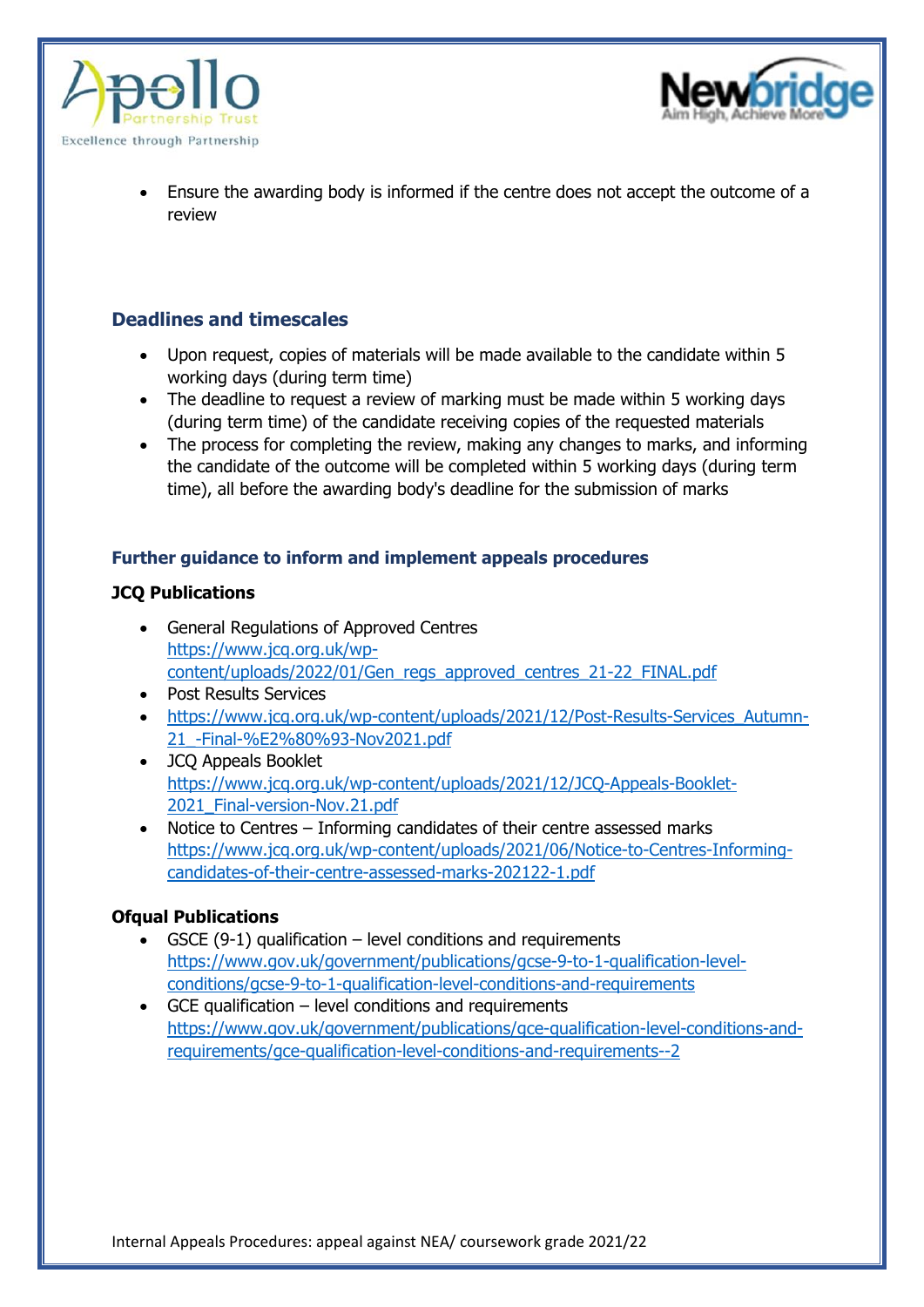- Ensure the awarding body is informed if the centre does not accept the outcome of a review

## Deadlines and timescales

- Upon request, copies of materials will be made available to the candidate within 5 working days (during term time)
- The deadline to request a review of marking must be made within 5 working days (during term time) of the candidate receiving copies of the requested materials
- The process for completing the review, making any changes to marks, and informing the candidate of the outcome will be completed within 5 working days (during term time), all before the awarding body's deadline for the submission of marks

### Further guidance to inform and implement appeals procedures

**JCQ Publications**

- General Regulations of Approved Centres https://www.jcq.org.uk/wp-content/uploads/2022/01/Gen_regs_approved_centres_21-22_FINAL.pdf
- Post Results Services
- https://www.jcq.org.uk/wp-content/uploads/2021/12/Post-Results-Services_Autumn-21_-Final-%E2%80%93-Nov2021.pdf
- JCQ Appeals Booklet https://www.jcq.org.uk/wp-content/uploads/2021/12/JCQ-Appeals-Booklet-2021_Final-version-Nov.21.pdf
- Notice to Centres – Informing candidates of their centre assessed marks https://www.jcq.org.uk/wp-content/uploads/2021/06/Notice-to-Centres-Informing-candidates-of-their-centre-assessed-marks-202122-1.pdf

**Ofqual Publications**

- GSCE (9-1) qualification – level conditions and requirements https://www.gov.uk/government/publications/gcse-9-to-1-qualification-level-conditions/gcse-9-to-1-qualification-level-conditions-and-requirements
- GCE qualification – level conditions and requirements https://www.gov.uk/government/publications/gce-qualification-level-conditions-and-requirements/gce-qualification-level-conditions-and-requirements--2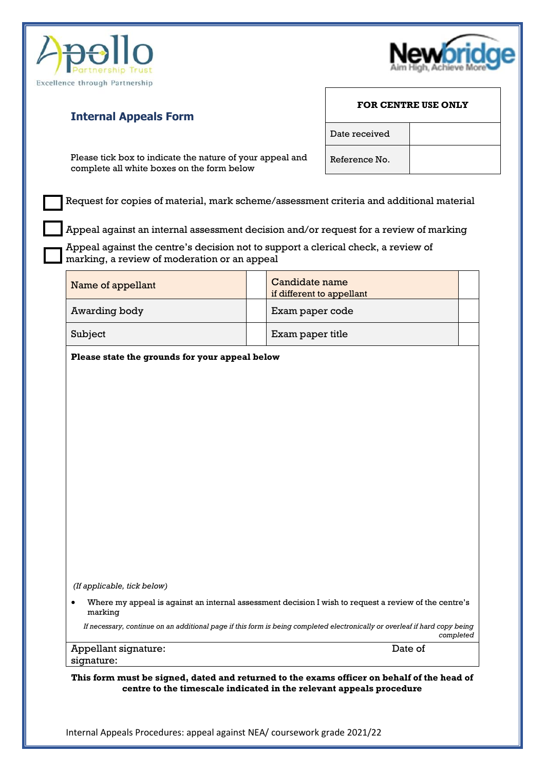Apollo Partnership Trust
Excellence through Partnership

Newbridge
Aim High, Achieve More

## Internal Appeals Form

| FOR CENTRE USE ONLY | |
|---|---|
| Date received | |
| Reference No. | |

Please tick box to indicate the nature of your appeal and complete all white boxes on the form below

☐ Request for copies of material, mark scheme/assessment criteria and additional material

☐ Appeal against an internal assessment decision and/or request for a review of marking

☐ Appeal against the centre's decision not to support a clerical check, a review of marking, a review of moderation or an appeal

| Name of appellant | | Candidate name if different to appellant | |
|---|---|---|---|
| Awarding body | | Exam paper code | |
| Subject | | Exam paper title | |

**Please state the grounds for your appeal below**

*(If applicable, tick below)*

- Where my appeal is against an internal assessment decision I wish to request a review of the centre's marking

*If necessary, continue on an additional page if this form is being completed electronically or overleaf if hard copy being completed*

Appellant signature: Date of signature:

**This form must be signed, dated and returned to the exams officer on behalf of the head of centre to the timescale indicated in the relevant appeals procedure**

Internal Appeals Procedures: appeal against NEA/ coursework grade 2021/22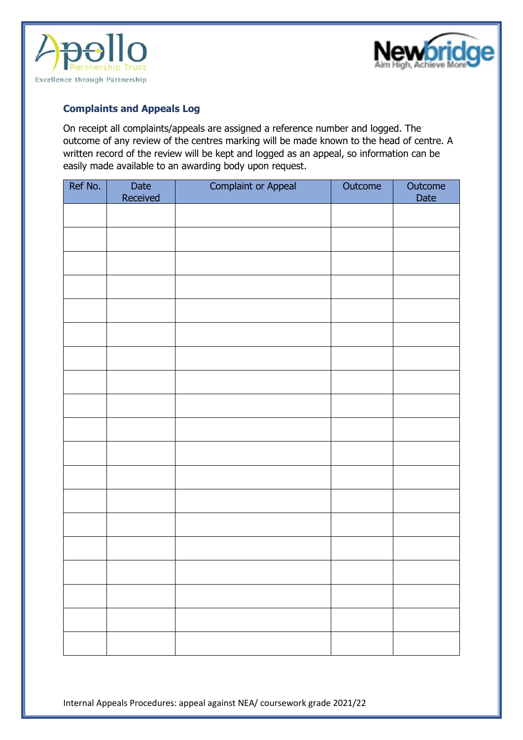## Complaints and Appeals Log

On receipt all complaints/appeals are assigned a reference number and logged. The outcome of any review of the centres marking will be made known to the head of centre. A written record of the review will be kept and logged as an appeal, so information can be easily made available to an awarding body upon request.

| Ref No. | Date Received | Complaint or Appeal | Outcome | Outcome Date |
|---|---|---|---|---|
| | | | | |
| | | | | |
| | | | | |
| | | | | |
| | | | | |
| | | | | |
| | | | | |
| | | | | |
| | | | | |
| | | | | |
| | | | | |
| | | | | |
| | | | | |
| | | | | |
| | | | | |
| | | | | |
| | | | | |
| | | | | |
| | | | | |